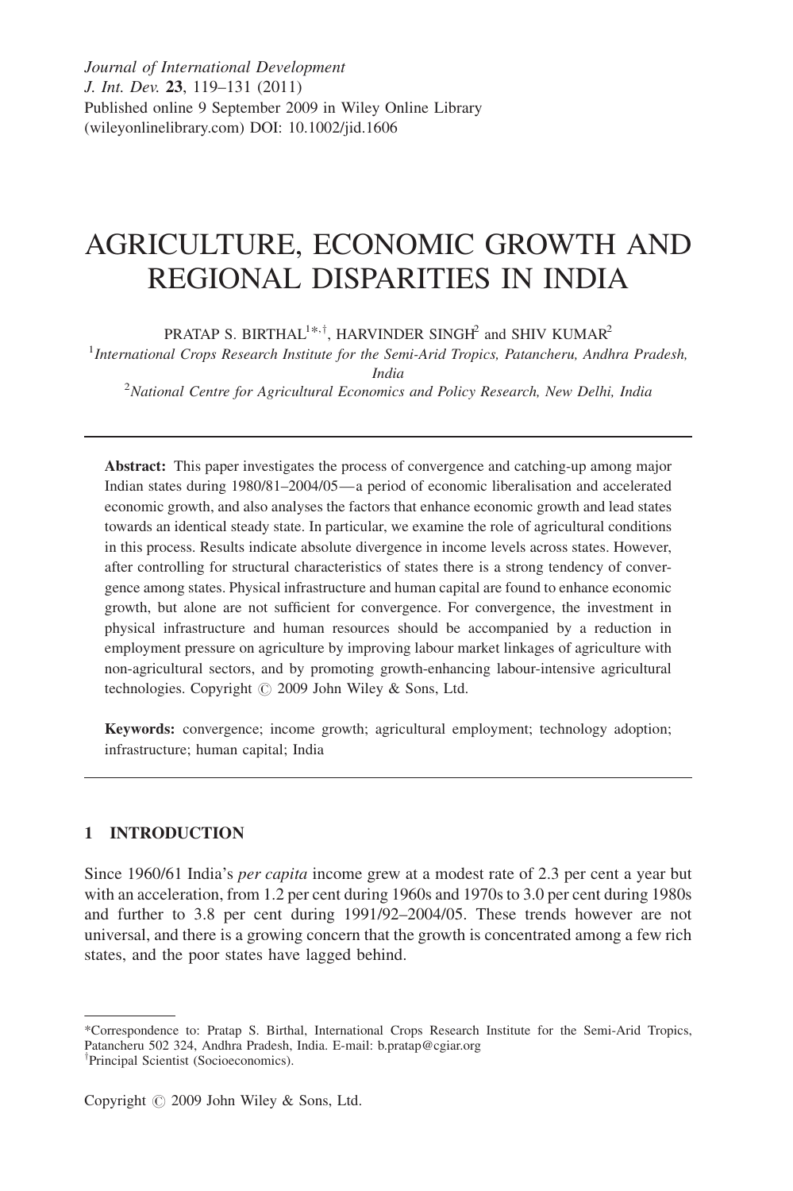Journal of International Development
J. Int. Dev. 23, 119–131 (2011)
Published online 9 September 2009 in Wiley Online Library
(wileyonlinelibrary.com) DOI: 10.1002/jid.1606

# AGRICULTURE, ECONOMIC GROWTH AND REGIONAL DISPARITIES IN INDIA

PRATAP S. BIRTHAL[1*,†], HARVINDER SINGH[2] and SHIV KUMAR[2]

[1]*International Crops Research Institute for the Semi-Arid Tropics, Patancheru, Andhra Pradesh, India*

[2]*National Centre for Agricultural Economics and Policy Research, New Delhi, India*

---

**Abstract:** This paper investigates the process of convergence and catching-up among major Indian states during 1980/81–2004/05—a period of economic liberalisation and accelerated economic growth, and also analyses the factors that enhance economic growth and lead states towards an identical steady state. In particular, we examine the role of agricultural conditions in this process. Results indicate absolute divergence in income levels across states. However, after controlling for structural characteristics of states there is a strong tendency of convergence among states. Physical infrastructure and human capital are found to enhance economic growth, but alone are not sufficient for convergence. For convergence, the investment in physical infrastructure and human resources should be accompanied by a reduction in employment pressure on agriculture by improving labour market linkages of agriculture with non-agricultural sectors, and by promoting growth-enhancing labour-intensive agricultural technologies. Copyright © 2009 John Wiley & Sons, Ltd.

**Keywords:** convergence; income growth; agricultural employment; technology adoption; infrastructure; human capital; India

---

## 1 INTRODUCTION

Since 1960/61 India's *per capita* income grew at a modest rate of 2.3 per cent a year but with an acceleration, from 1.2 per cent during 1960s and 1970s to 3.0 per cent during 1980s and further to 3.8 per cent during 1991/92–2004/05. These trends however are not universal, and there is a growing concern that the growth is concentrated among a few rich states, and the poor states have lagged behind.

---

*Correspondence to: Pratap S. Birthal, International Crops Research Institute for the Semi-Arid Tropics, Patancheru 502 324, Andhra Pradesh, India. E-mail: b.pratap@cgiar.org

†Principal Scientist (Socioeconomics).

Copyright © 2009 John Wiley & Sons, Ltd.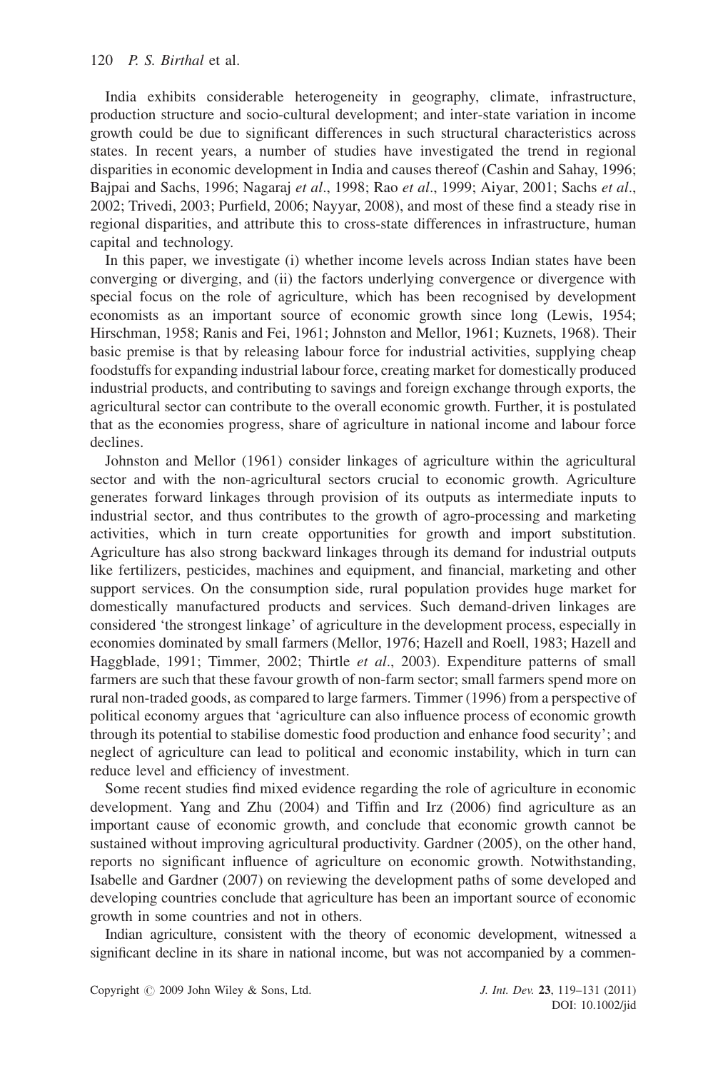India exhibits considerable heterogeneity in geography, climate, infrastructure, production structure and socio-cultural development; and inter-state variation in income growth could be due to significant differences in such structural characteristics across states. In recent years, a number of studies have investigated the trend in regional disparities in economic development in India and causes thereof (Cashin and Sahay, 1996; Bajpai and Sachs, 1996; Nagaraj *et al*., 1998; Rao *et al*., 1999; Aiyar, 2001; Sachs *et al*., 2002; Trivedi, 2003; Purfield, 2006; Nayyar, 2008), and most of these find a steady rise in regional disparities, and attribute this to cross-state differences in infrastructure, human capital and technology.

In this paper, we investigate (i) whether income levels across Indian states have been converging or diverging, and (ii) the factors underlying convergence or divergence with special focus on the role of agriculture, which has been recognised by development economists as an important source of economic growth since long (Lewis, 1954; Hirschman, 1958; Ranis and Fei, 1961; Johnston and Mellor, 1961; Kuznets, 1968). Their basic premise is that by releasing labour force for industrial activities, supplying cheap foodstuffs for expanding industrial labour force, creating market for domestically produced industrial products, and contributing to savings and foreign exchange through exports, the agricultural sector can contribute to the overall economic growth. Further, it is postulated that as the economies progress, share of agriculture in national income and labour force declines.

Johnston and Mellor (1961) consider linkages of agriculture within the agricultural sector and with the non-agricultural sectors crucial to economic growth. Agriculture generates forward linkages through provision of its outputs as intermediate inputs to industrial sector, and thus contributes to the growth of agro-processing and marketing activities, which in turn create opportunities for growth and import substitution. Agriculture has also strong backward linkages through its demand for industrial outputs like fertilizers, pesticides, machines and equipment, and financial, marketing and other support services. On the consumption side, rural population provides huge market for domestically manufactured products and services. Such demand-driven linkages are considered 'the strongest linkage' of agriculture in the development process, especially in economies dominated by small farmers (Mellor, 1976; Hazell and Roell, 1983; Hazell and Haggblade, 1991; Timmer, 2002; Thirtle *et al*., 2003). Expenditure patterns of small farmers are such that these favour growth of non-farm sector; small farmers spend more on rural non-traded goods, as compared to large farmers. Timmer (1996) from a perspective of political economy argues that 'agriculture can also influence process of economic growth through its potential to stabilise domestic food production and enhance food security'; and neglect of agriculture can lead to political and economic instability, which in turn can reduce level and efficiency of investment.

Some recent studies find mixed evidence regarding the role of agriculture in economic development. Yang and Zhu (2004) and Tiffin and Irz (2006) find agriculture as an important cause of economic growth, and conclude that economic growth cannot be sustained without improving agricultural productivity. Gardner (2005), on the other hand, reports no significant influence of agriculture on economic growth. Notwithstanding, Isabelle and Gardner (2007) on reviewing the development paths of some developed and developing countries conclude that agriculture has been an important source of economic growth in some countries and not in others.

Indian agriculture, consistent with the theory of economic development, witnessed a significant decline in its share in national income, but was not accompanied by a commen-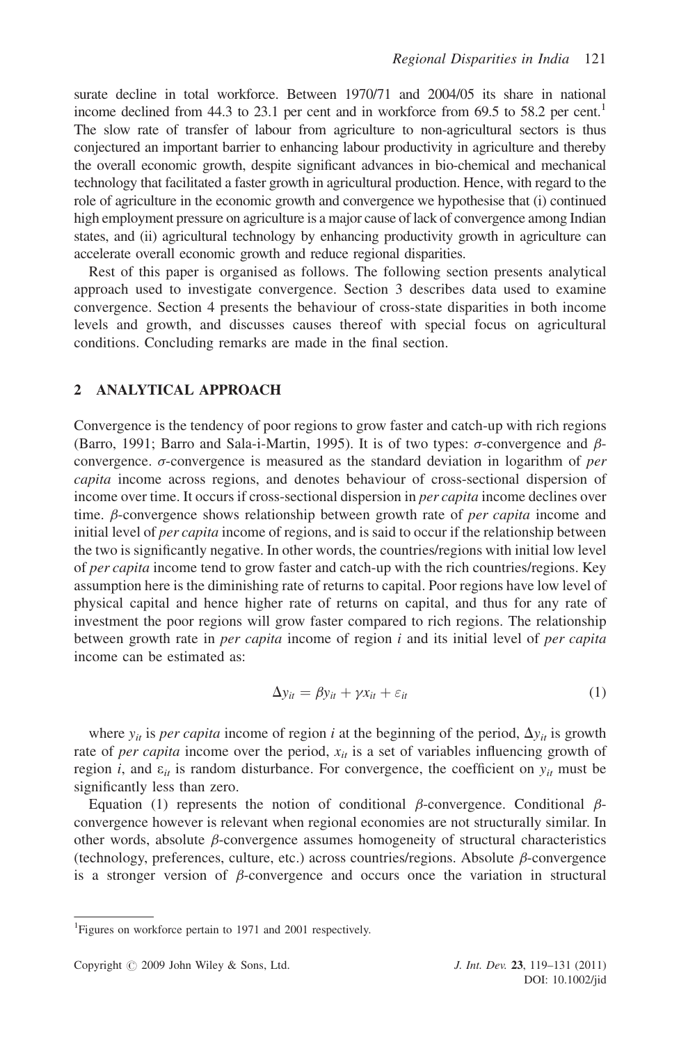surate decline in total workforce. Between 1970/71 and 2004/05 its share in national income declined from 44.3 to 23.1 per cent and in workforce from 69.5 to 58.2 per cent.[1] The slow rate of transfer of labour from agriculture to non-agricultural sectors is thus conjectured an important barrier to enhancing labour productivity in agriculture and thereby the overall economic growth, despite significant advances in bio-chemical and mechanical technology that facilitated a faster growth in agricultural production. Hence, with regard to the role of agriculture in the economic growth and convergence we hypothesise that (i) continued high employment pressure on agriculture is a major cause of lack of convergence among Indian states, and (ii) agricultural technology by enhancing productivity growth in agriculture can accelerate overall economic growth and reduce regional disparities.

Rest of this paper is organised as follows. The following section presents analytical approach used to investigate convergence. Section 3 describes data used to examine convergence. Section 4 presents the behaviour of cross-state disparities in both income levels and growth, and discusses causes thereof with special focus on agricultural conditions. Concluding remarks are made in the final section.

## 2 ANALYTICAL APPROACH

Convergence is the tendency of poor regions to grow faster and catch-up with rich regions (Barro, 1991; Barro and Sala-i-Martin, 1995). It is of two types: $\sigma$-convergence and $\beta$-convergence. $\sigma$-convergence is measured as the standard deviation in logarithm of *per capita* income across regions, and denotes behaviour of cross-sectional dispersion of income over time. It occurs if cross-sectional dispersion in *per capita* income declines over time. $\beta$-convergence shows relationship between growth rate of *per capita* income and initial level of *per capita* income of regions, and is said to occur if the relationship between the two is significantly negative. In other words, the countries/regions with initial low level of *per capita* income tend to grow faster and catch-up with the rich countries/regions. Key assumption here is the diminishing rate of returns to capital. Poor regions have low level of physical capital and hence higher rate of returns on capital, and thus for any rate of investment the poor regions will grow faster compared to rich regions. The relationship between growth rate in *per capita* income of region $i$ and its initial level of *per capita* income can be estimated as:

$$\Delta y_{it} = \beta y_{it} + \gamma x_{it} + \varepsilon_{it} \tag{1}$$

where $y_{it}$ is *per capita* income of region $i$ at the beginning of the period, $\Delta y_{it}$ is growth rate of *per capita* income over the period, $x_{it}$ is a set of variables influencing growth of region $i$, and $\varepsilon_{it}$ is random disturbance. For convergence, the coefficient on $y_{it}$ must be significantly less than zero.

Equation (1) represents the notion of conditional $\beta$-convergence. Conditional $\beta$-convergence however is relevant when regional economies are not structurally similar. In other words, absolute $\beta$-convergence assumes homogeneity of structural characteristics (technology, preferences, culture, etc.) across countries/regions. Absolute $\beta$-convergence is a stronger version of $\beta$-convergence and occurs once the variation in structural

[1] Figures on workforce pertain to 1971 and 2001 respectively.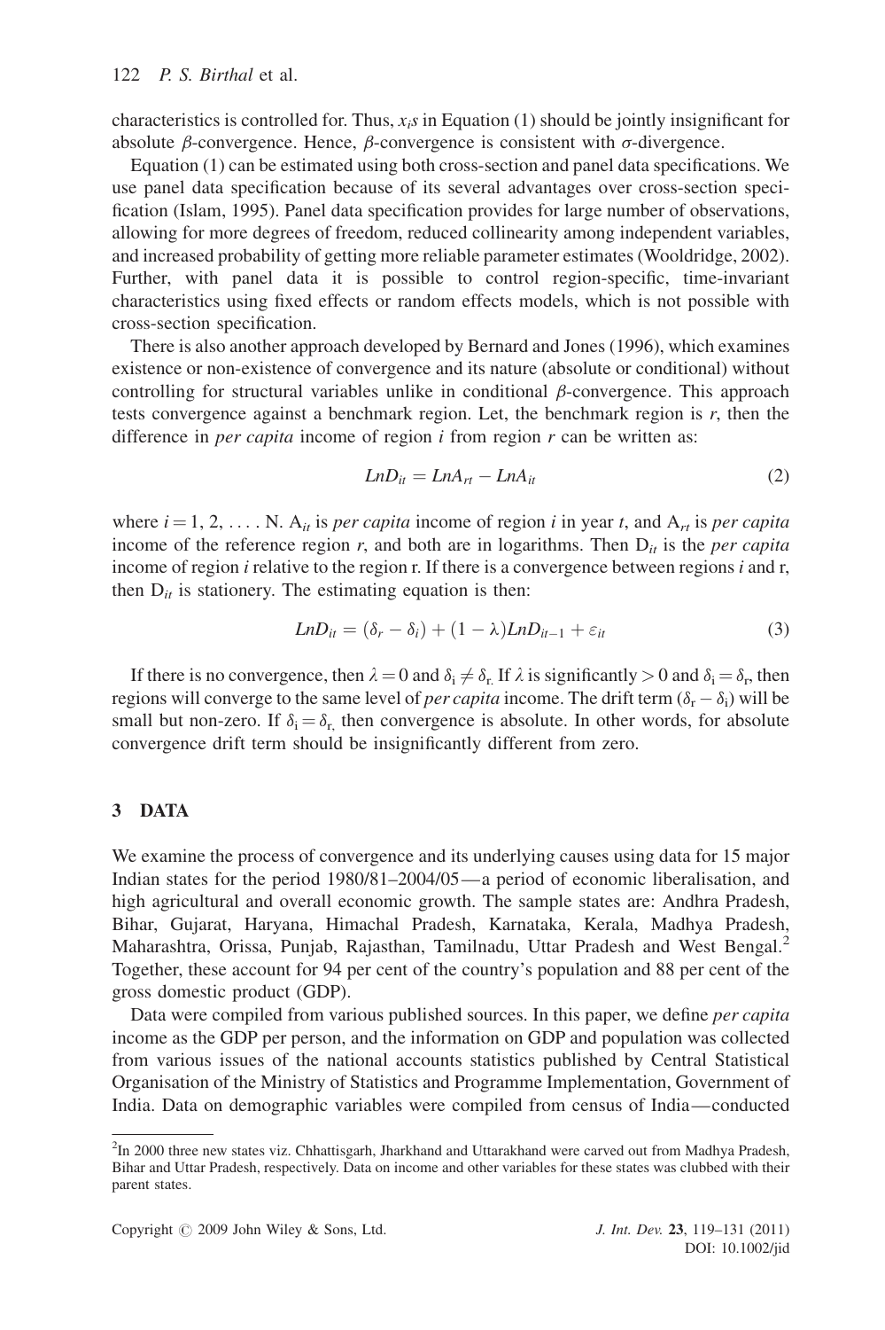characteristics is controlled for. Thus, $x_i s$ in Equation (1) should be jointly insignificant for absolute $\beta$-convergence. Hence, $\beta$-convergence is consistent with $\sigma$-divergence.

Equation (1) can be estimated using both cross-section and panel data specifications. We use panel data specification because of its several advantages over cross-section specification (Islam, 1995). Panel data specification provides for large number of observations, allowing for more degrees of freedom, reduced collinearity among independent variables, and increased probability of getting more reliable parameter estimates (Wooldridge, 2002). Further, with panel data it is possible to control region-specific, time-invariant characteristics using fixed effects or random effects models, which is not possible with cross-section specification.

There is also another approach developed by Bernard and Jones (1996), which examines existence or non-existence of convergence and its nature (absolute or conditional) without controlling for structural variables unlike in conditional $\beta$-convergence. This approach tests convergence against a benchmark region. Let, the benchmark region is $r$, then the difference in *per capita* income of region $i$ from region $r$ can be written as:

$$LnD_{it} = LnA_{rt} - LnA_{it} \tag{2}$$

where $i = 1, 2, \ldots.$ N. $A_{it}$ is *per capita* income of region $i$ in year $t$, and $A_{rt}$ is *per capita* income of the reference region $r$, and both are in logarithms. Then $D_{it}$ is the *per capita* income of region $i$ relative to the region r. If there is a convergence between regions $i$ and r, then $D_{it}$ is stationery. The estimating equation is then:

$$LnD_{it} = (\delta_r - \delta_i) + (1 - \lambda)LnD_{it-1} + \varepsilon_{it} \tag{3}$$

If there is no convergence, then $\lambda = 0$ and $\delta_i \neq \delta_r$. If $\lambda$ is significantly $> 0$ and $\delta_i = \delta_r$, then regions will converge to the same level of *per capita* income. The drift term $(\delta_r - \delta_i)$ will be small but non-zero. If $\delta_i = \delta_r$, then convergence is absolute. In other words, for absolute convergence drift term should be insignificantly different from zero.

## 3 DATA

We examine the process of convergence and its underlying causes using data for 15 major Indian states for the period 1980/81–2004/05—a period of economic liberalisation, and high agricultural and overall economic growth. The sample states are: Andhra Pradesh, Bihar, Gujarat, Haryana, Himachal Pradesh, Karnataka, Kerala, Madhya Pradesh, Maharashtra, Orissa, Punjab, Rajasthan, Tamilnadu, Uttar Pradesh and West Bengal.[2] Together, these account for 94 per cent of the country's population and 88 per cent of the gross domestic product (GDP).

Data were compiled from various published sources. In this paper, we define *per capita* income as the GDP per person, and the information on GDP and population was collected from various issues of the national accounts statistics published by Central Statistical Organisation of the Ministry of Statistics and Programme Implementation, Government of India. Data on demographic variables were compiled from census of India—conducted

[2] In 2000 three new states viz. Chhattisgarh, Jharkhand and Uttarakhand were carved out from Madhya Pradesh, Bihar and Uttar Pradesh, respectively. Data on income and other variables for these states was clubbed with their parent states.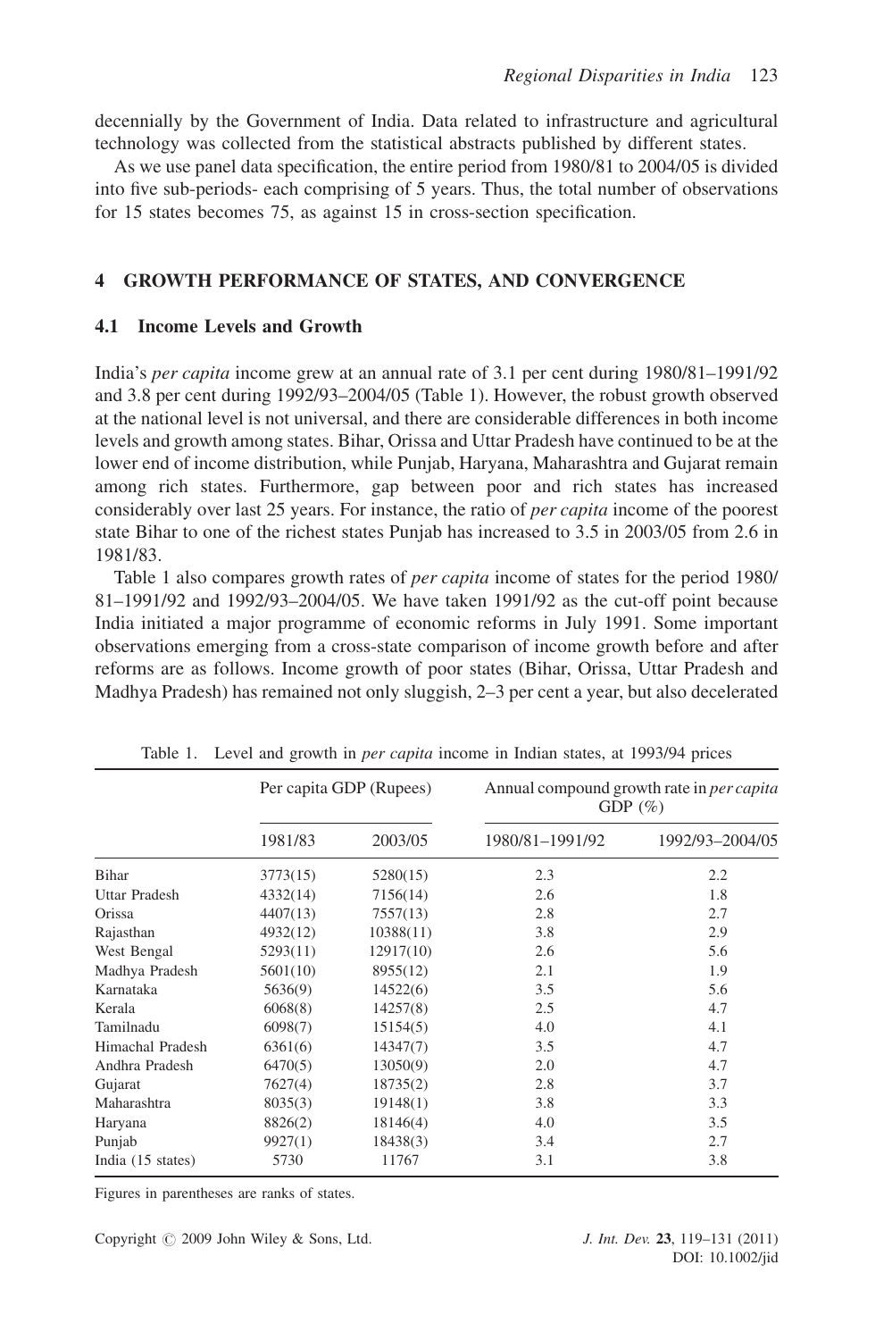decennially by the Government of India. Data related to infrastructure and agricultural technology was collected from the statistical abstracts published by different states.

As we use panel data specification, the entire period from 1980/81 to 2004/05 is divided into five sub-periods- each comprising of 5 years. Thus, the total number of observations for 15 states becomes 75, as against 15 in cross-section specification.

## 4 GROWTH PERFORMANCE OF STATES, AND CONVERGENCE

### 4.1 Income Levels and Growth

India's *per capita* income grew at an annual rate of 3.1 per cent during 1980/81–1991/92 and 3.8 per cent during 1992/93–2004/05 (Table 1). However, the robust growth observed at the national level is not universal, and there are considerable differences in both income levels and growth among states. Bihar, Orissa and Uttar Pradesh have continued to be at the lower end of income distribution, while Punjab, Haryana, Maharashtra and Gujarat remain among rich states. Furthermore, gap between poor and rich states has increased considerably over last 25 years. For instance, the ratio of *per capita* income of the poorest state Bihar to one of the richest states Punjab has increased to 3.5 in 2003/05 from 2.6 in 1981/83.

Table 1 also compares growth rates of *per capita* income of states for the period 1980/81–1991/92 and 1992/93–2004/05. We have taken 1991/92 as the cut-off point because India initiated a major programme of economic reforms in July 1991. Some important observations emerging from a cross-state comparison of income growth before and after reforms are as follows. Income growth of poor states (Bihar, Orissa, Uttar Pradesh and Madhya Pradesh) has remained not only sluggish, 2–3 per cent a year, but also decelerated

Table 1. Level and growth in *per capita* income in Indian states, at 1993/94 prices

| | Per capita GDP (Rupees) | | Annual compound growth rate in *per capita* GDP (%) | |
|---|---|---|---|---|
| | 1981/83 | 2003/05 | 1980/81–1991/92 | 1992/93–2004/05 |
| Bihar | 3773(15) | 5280(15) | 2.3 | 2.2 |
| Uttar Pradesh | 4332(14) | 7156(14) | 2.6 | 1.8 |
| Orissa | 4407(13) | 7557(13) | 2.8 | 2.7 |
| Rajasthan | 4932(12) | 10388(11) | 3.8 | 2.9 |
| West Bengal | 5293(11) | 12917(10) | 2.6 | 5.6 |
| Madhya Pradesh | 5601(10) | 8955(12) | 2.1 | 1.9 |
| Karnataka | 5636(9) | 14522(6) | 3.5 | 5.6 |
| Kerala | 6068(8) | 14257(8) | 2.5 | 4.7 |
| Tamilnadu | 6098(7) | 15154(5) | 4.0 | 4.1 |
| Himachal Pradesh | 6361(6) | 14347(7) | 3.5 | 4.7 |
| Andhra Pradesh | 6470(5) | 13050(9) | 2.0 | 4.7 |
| Gujarat | 7627(4) | 18735(2) | 2.8 | 3.7 |
| Maharashtra | 8035(3) | 19148(1) | 3.8 | 3.3 |
| Haryana | 8826(2) | 18146(4) | 4.0 | 3.5 |
| Punjab | 9927(1) | 18438(3) | 3.4 | 2.7 |
| India (15 states) | 5730 | 11767 | 3.1 | 3.8 |

Figures in parentheses are ranks of states.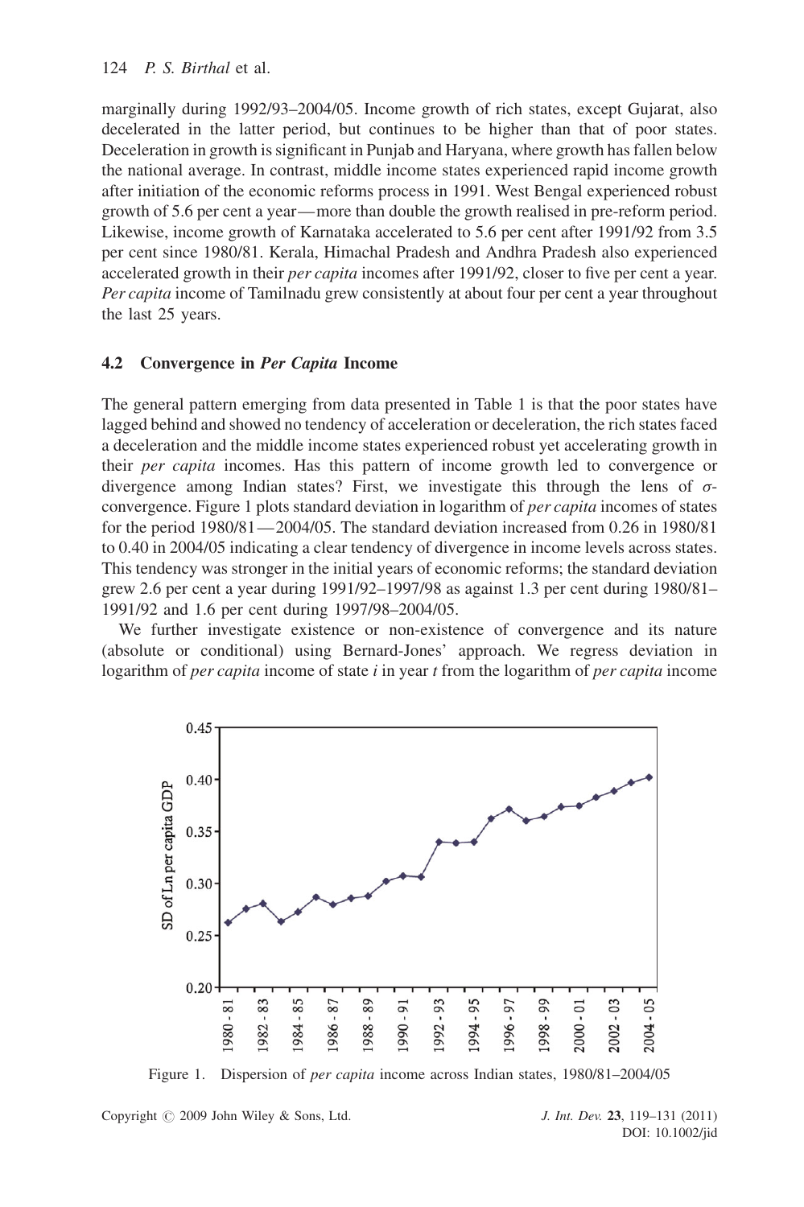marginally during 1992/93–2004/05. Income growth of rich states, except Gujarat, also decelerated in the latter period, but continues to be higher than that of poor states. Deceleration in growth is significant in Punjab and Haryana, where growth has fallen below the national average. In contrast, middle income states experienced rapid income growth after initiation of the economic reforms process in 1991. West Bengal experienced robust growth of 5.6 per cent a year—more than double the growth realised in pre-reform period. Likewise, income growth of Karnataka accelerated to 5.6 per cent after 1991/92 from 3.5 per cent since 1980/81. Kerala, Himachal Pradesh and Andhra Pradesh also experienced accelerated growth in their *per capita* incomes after 1991/92, closer to five per cent a year. *Per capita* income of Tamilnadu grew consistently at about four per cent a year throughout the last 25 years.

### 4.2 Convergence in *Per Capita* Income

The general pattern emerging from data presented in Table 1 is that the poor states have lagged behind and showed no tendency of acceleration or deceleration, the rich states faced a deceleration and the middle income states experienced robust yet accelerating growth in their *per capita* incomes. Has this pattern of income growth led to convergence or divergence among Indian states? First, we investigate this through the lens of $\sigma$-convergence. Figure 1 plots standard deviation in logarithm of *per capita* incomes of states for the period 1980/81—2004/05. The standard deviation increased from 0.26 in 1980/81 to 0.40 in 2004/05 indicating a clear tendency of divergence in income levels across states. This tendency was stronger in the initial years of economic reforms; the standard deviation grew 2.6 per cent a year during 1991/92–1997/98 as against 1.3 per cent during 1980/81–1991/92 and 1.6 per cent during 1997/98–2004/05.

We further investigate existence or non-existence of convergence and its nature (absolute or conditional) using Bernard-Jones' approach. We regress deviation in logarithm of *per capita* income of state *i* in year *t* from the logarithm of *per capita* income

Figure 1. Dispersion of *per capita* income across Indian states, 1980/81–2004/05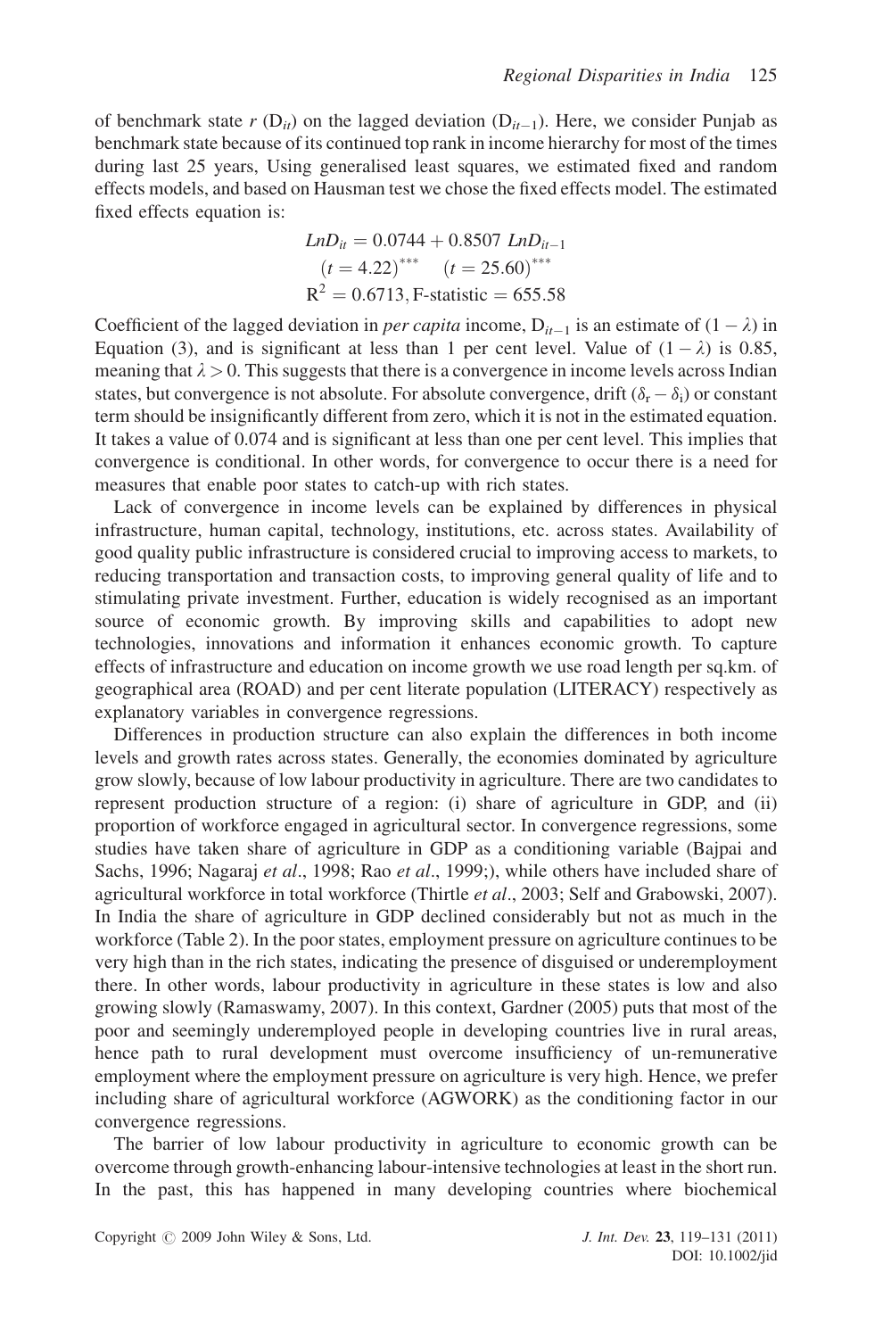of benchmark state $r$ ($D_{it}$) on the lagged deviation ($D_{it-1}$). Here, we consider Punjab as benchmark state because of its continued top rank in income hierarchy for most of the times during last 25 years, Using generalised least squares, we estimated fixed and random effects models, and based on Hausman test we chose the fixed effects model. The estimated fixed effects equation is:

$$LnD_{it} = 0.0744 + 0.8507\ LnD_{it-1}$$
$$(t = 4.22)^{***} \quad (t = 25.60)^{***}$$
$$R^2 = 0.6713, \text{F-statistic} = 655.58$$

Coefficient of the lagged deviation in *per capita* income, $D_{it-1}$ is an estimate of $(1 - \lambda)$ in Equation (3), and is significant at less than 1 per cent level. Value of $(1 - \lambda)$ is 0.85, meaning that $\lambda > 0$. This suggests that there is a convergence in income levels across Indian states, but convergence is not absolute. For absolute convergence, drift $(\delta_r - \delta_i)$ or constant term should be insignificantly different from zero, which it is not in the estimated equation. It takes a value of 0.074 and is significant at less than one per cent level. This implies that convergence is conditional. In other words, for convergence to occur there is a need for measures that enable poor states to catch-up with rich states.

Lack of convergence in income levels can be explained by differences in physical infrastructure, human capital, technology, institutions, etc. across states. Availability of good quality public infrastructure is considered crucial to improving access to markets, to reducing transportation and transaction costs, to improving general quality of life and to stimulating private investment. Further, education is widely recognised as an important source of economic growth. By improving skills and capabilities to adopt new technologies, innovations and information it enhances economic growth. To capture effects of infrastructure and education on income growth we use road length per sq.km. of geographical area (ROAD) and per cent literate population (LITERACY) respectively as explanatory variables in convergence regressions.

Differences in production structure can also explain the differences in both income levels and growth rates across states. Generally, the economies dominated by agriculture grow slowly, because of low labour productivity in agriculture. There are two candidates to represent production structure of a region: (i) share of agriculture in GDP, and (ii) proportion of workforce engaged in agricultural sector. In convergence regressions, some studies have taken share of agriculture in GDP as a conditioning variable (Bajpai and Sachs, 1996; Nagaraj *et al*., 1998; Rao *et al*., 1999;), while others have included share of agricultural workforce in total workforce (Thirtle *et al*., 2003; Self and Grabowski, 2007). In India the share of agriculture in GDP declined considerably but not as much in the workforce (Table 2). In the poor states, employment pressure on agriculture continues to be very high than in the rich states, indicating the presence of disguised or underemployment there. In other words, labour productivity in agriculture in these states is low and also growing slowly (Ramaswamy, 2007). In this context, Gardner (2005) puts that most of the poor and seemingly underemployed people in developing countries live in rural areas, hence path to rural development must overcome insufficiency of un-remunerative employment where the employment pressure on agriculture is very high. Hence, we prefer including share of agricultural workforce (AGWORK) as the conditioning factor in our convergence regressions.

The barrier of low labour productivity in agriculture to economic growth can be overcome through growth-enhancing labour-intensive technologies at least in the short run. In the past, this has happened in many developing countries where biochemical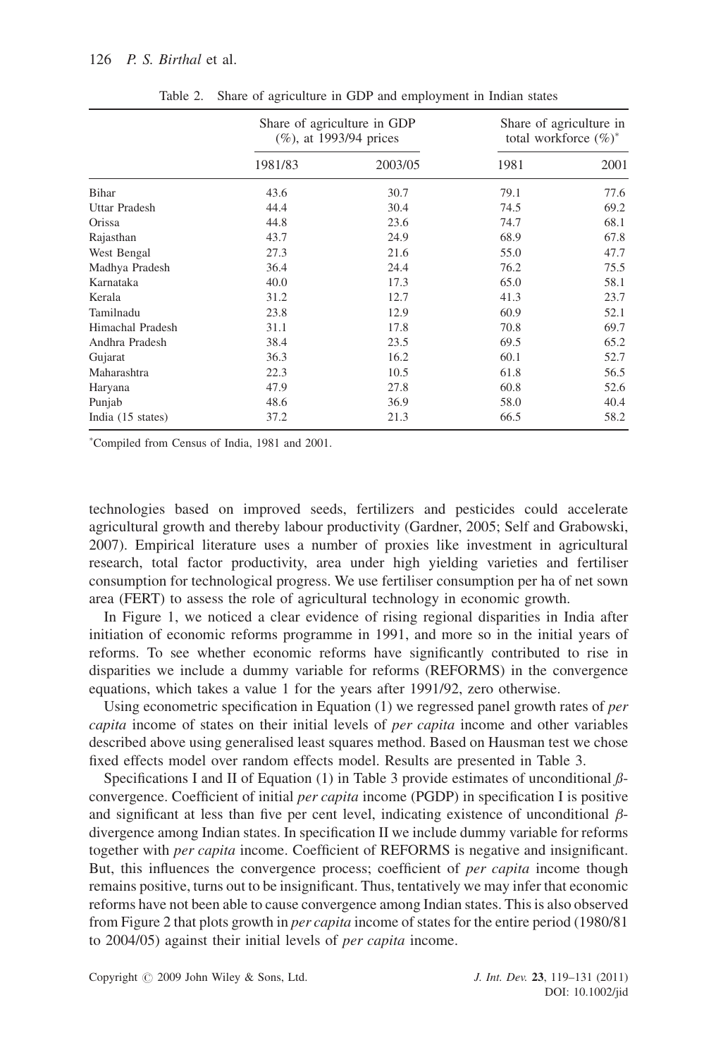Table 2. Share of agriculture in GDP and employment in Indian states

| | Share of agriculture in GDP (%), at 1993/94 prices | | Share of agriculture in total workforce (%)* | |
|---|---|---|---|---|
| | 1981/83 | 2003/05 | 1981 | 2001 |
| Bihar | 43.6 | 30.7 | 79.1 | 77.6 |
| Uttar Pradesh | 44.4 | 30.4 | 74.5 | 69.2 |
| Orissa | 44.8 | 23.6 | 74.7 | 68.1 |
| Rajasthan | 43.7 | 24.9 | 68.9 | 67.8 |
| West Bengal | 27.3 | 21.6 | 55.0 | 47.7 |
| Madhya Pradesh | 36.4 | 24.4 | 76.2 | 75.5 |
| Karnataka | 40.0 | 17.3 | 65.0 | 58.1 |
| Kerala | 31.2 | 12.7 | 41.3 | 23.7 |
| Tamilnadu | 23.8 | 12.9 | 60.9 | 52.1 |
| Himachal Pradesh | 31.1 | 17.8 | 70.8 | 69.7 |
| Andhra Pradesh | 38.4 | 23.5 | 69.5 | 65.2 |
| Gujarat | 36.3 | 16.2 | 60.1 | 52.7 |
| Maharashtra | 22.3 | 10.5 | 61.8 | 56.5 |
| Haryana | 47.9 | 27.8 | 60.8 | 52.6 |
| Punjab | 48.6 | 36.9 | 58.0 | 40.4 |
| India (15 states) | 37.2 | 21.3 | 66.5 | 58.2 |

*Compiled from Census of India, 1981 and 2001.

technologies based on improved seeds, fertilizers and pesticides could accelerate agricultural growth and thereby labour productivity (Gardner, 2005; Self and Grabowski, 2007). Empirical literature uses a number of proxies like investment in agricultural research, total factor productivity, area under high yielding varieties and fertiliser consumption for technological progress. We use fertiliser consumption per ha of net sown area (FERT) to assess the role of agricultural technology in economic growth.

In Figure 1, we noticed a clear evidence of rising regional disparities in India after initiation of economic reforms programme in 1991, and more so in the initial years of reforms. To see whether economic reforms have significantly contributed to rise in disparities we include a dummy variable for reforms (REFORMS) in the convergence equations, which takes a value 1 for the years after 1991/92, zero otherwise.

Using econometric specification in Equation (1) we regressed panel growth rates of *per capita* income of states on their initial levels of *per capita* income and other variables described above using generalised least squares method. Based on Hausman test we chose fixed effects model over random effects model. Results are presented in Table 3.

Specifications I and II of Equation (1) in Table 3 provide estimates of unconditional $\beta$-convergence. Coefficient of initial *per capita* income (PGDP) in specification I is positive and significant at less than five per cent level, indicating existence of unconditional $\beta$-divergence among Indian states. In specification II we include dummy variable for reforms together with *per capita* income. Coefficient of REFORMS is negative and insignificant. But, this influences the convergence process; coefficient of *per capita* income though remains positive, turns out to be insignificant. Thus, tentatively we may infer that economic reforms have not been able to cause convergence among Indian states. This is also observed from Figure 2 that plots growth in *per capita* income of states for the entire period (1980/81 to 2004/05) against their initial levels of *per capita* income.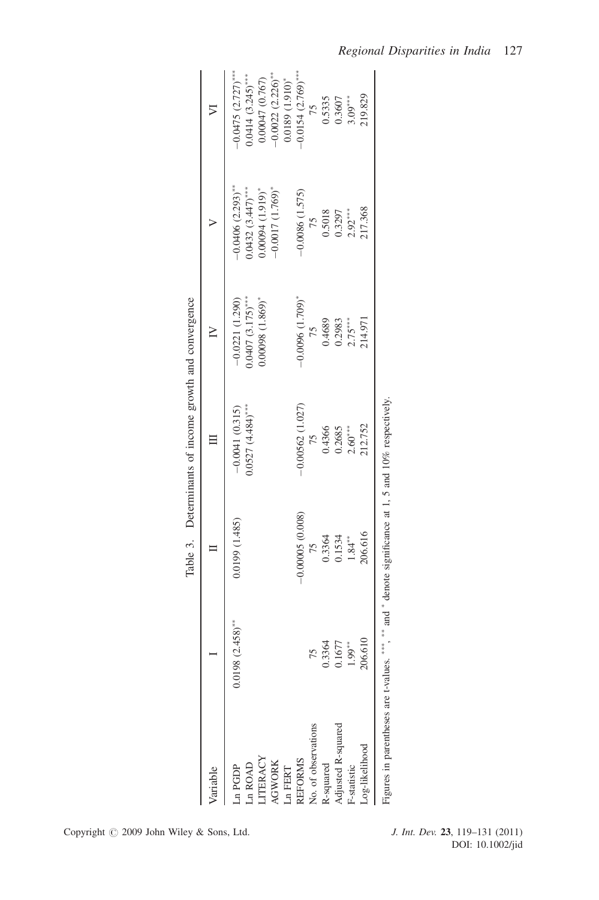Table 3. Determinants of income growth and convergence

| Variable | I | II | III | IV | V | VI |
|---|---|---|---|---|---|---|
| Ln PGDP | 0.0198 (2.458)** | 0.0199 (1.485) | −0.0041 (0.315) | −0.0221 (1.290) | −0.0406 (2.293)** | −0.0475 (2.727)*** |
| Ln ROAD | | | 0.0527 (4.484)*** | 0.0407 (3.175)*** | 0.0432 (3.447)*** | 0.0414 (3.245)*** |
| LITERACY | | | | 0.00098 (1.869)* | 0.00094 (1.919)* | 0.00047 (0.767) |
| AGWORK | | | | | −0.0017 (1.769)* | −0.0022 (2.226)** |
| Ln FERT | | | | | | 0.0189 (1.910)* |
| REFORMS | | −0.00005 (0.008) | −0.00562 (1.027) | −0.0096 (1.709)* | −0.0086 (1.575) | −0.0154 (2.769)*** |
| No. of observations | 75 | 75 | 75 | 75 | 75 | 75 |
| R-squared | 0.3364 | 0.3364 | 0.4366 | 0.4689 | 0.5018 | 0.5335 |
| Adjusted R-squared | 0.1677 | 0.1534 | 0.2685 | 0.2983 | 0.3297 | 0.3607 |
| F-statistic | 1.99** | 1.84** | 2.60*** | 2.75*** | 2.92*** | 3.09*** |
| Log-likelihood | 206.610 | 206.616 | 212.752 | 214.971 | 217.368 | 219.829 |

Figures in parentheses are t-values. ***, ** and * denote significance at 1, 5 and 10% respectively.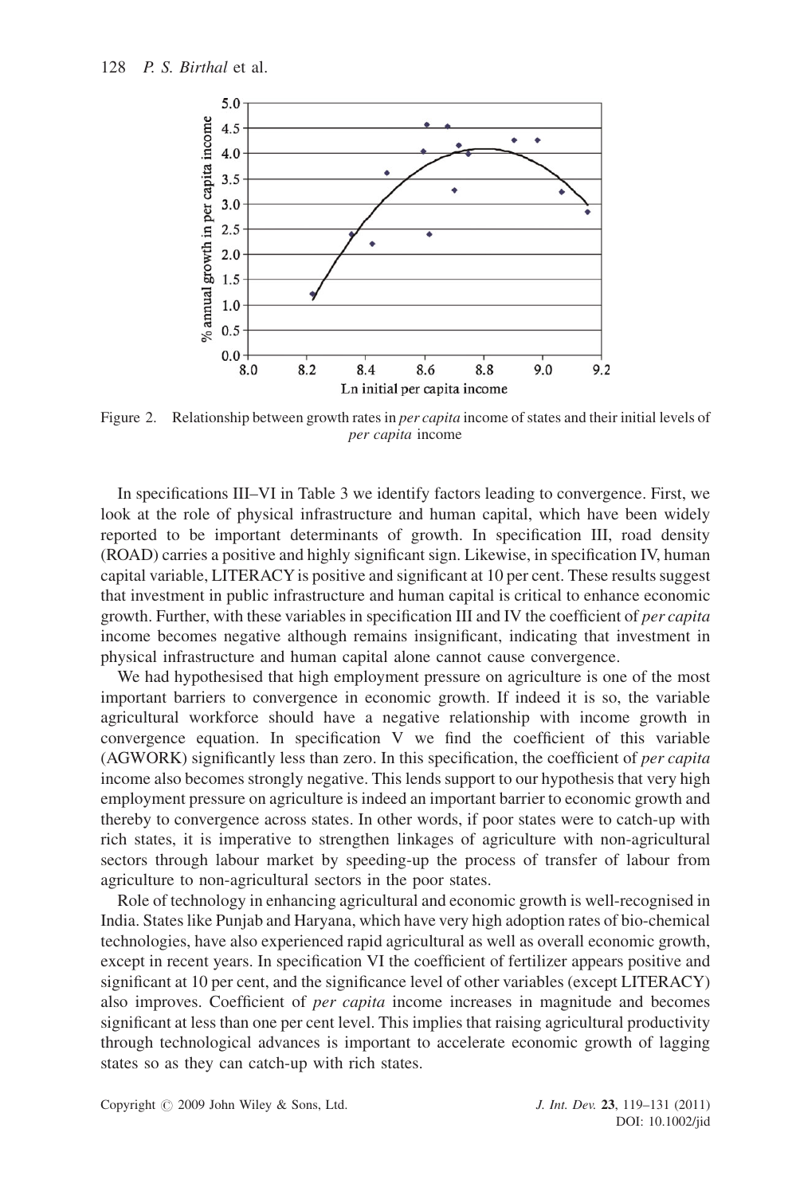5.0
4.5
4.0
3.5
3.0
2.5
2.0
1.5
1.0
0.5
0.0

8.0 8.2 8.4 8.6 8.8 9.0 9.2

% annual growth in per capita income

Ln initial per capita income

Figure 2. Relationship between growth rates in *per capita* income of states and their initial levels of *per capita* income

In specifications III–VI in Table 3 we identify factors leading to convergence. First, we look at the role of physical infrastructure and human capital, which have been widely reported to be important determinants of growth. In specification III, road density (ROAD) carries a positive and highly significant sign. Likewise, in specification IV, human capital variable, LITERACY is positive and significant at 10 per cent. These results suggest that investment in public infrastructure and human capital is critical to enhance economic growth. Further, with these variables in specification III and IV the coefficient of *per capita* income becomes negative although remains insignificant, indicating that investment in physical infrastructure and human capital alone cannot cause convergence.

We had hypothesised that high employment pressure on agriculture is one of the most important barriers to convergence in economic growth. If indeed it is so, the variable agricultural workforce should have a negative relationship with income growth in convergence equation. In specification V we find the coefficient of this variable (AGWORK) significantly less than zero. In this specification, the coefficient of *per capita* income also becomes strongly negative. This lends support to our hypothesis that very high employment pressure on agriculture is indeed an important barrier to economic growth and thereby to convergence across states. In other words, if poor states were to catch-up with rich states, it is imperative to strengthen linkages of agriculture with non-agricultural sectors through labour market by speeding-up the process of transfer of labour from agriculture to non-agricultural sectors in the poor states.

Role of technology in enhancing agricultural and economic growth is well-recognised in India. States like Punjab and Haryana, which have very high adoption rates of bio-chemical technologies, have also experienced rapid agricultural as well as overall economic growth, except in recent years. In specification VI the coefficient of fertilizer appears positive and significant at 10 per cent, and the significance level of other variables (except LITERACY) also improves. Coefficient of *per capita* income increases in magnitude and becomes significant at less than one per cent level. This implies that raising agricultural productivity through technological advances is important to accelerate economic growth of lagging states so as they can catch-up with rich states.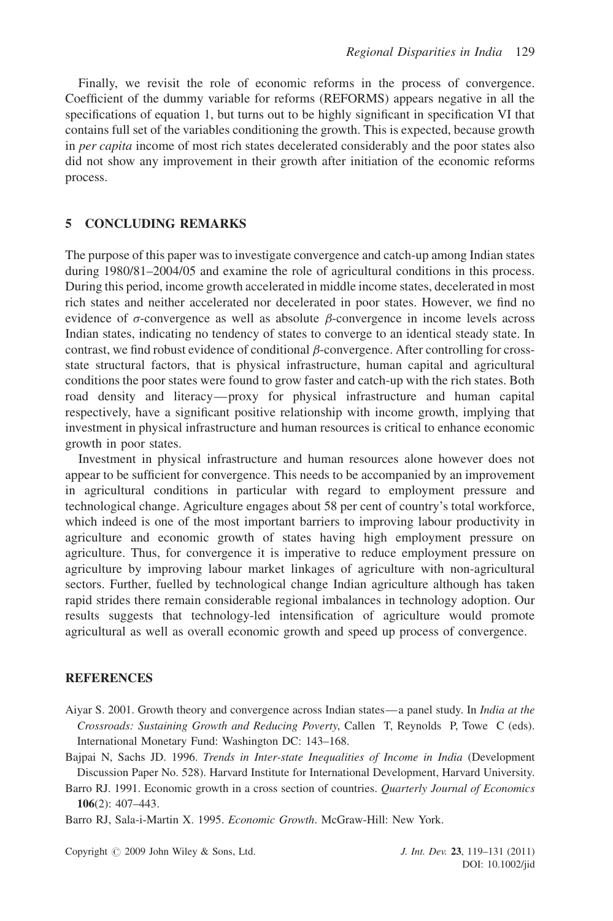Finally, we revisit the role of economic reforms in the process of convergence. Coefficient of the dummy variable for reforms (REFORMS) appears negative in all the specifications of equation 1, but turns out to be highly significant in specification VI that contains full set of the variables conditioning the growth. This is expected, because growth in *per capita* income of most rich states decelerated considerably and the poor states also did not show any improvement in their growth after initiation of the economic reforms process.

## 5 CONCLUDING REMARKS

The purpose of this paper was to investigate convergence and catch-up among Indian states during 1980/81–2004/05 and examine the role of agricultural conditions in this process. During this period, income growth accelerated in middle income states, decelerated in most rich states and neither accelerated nor decelerated in poor states. However, we find no evidence of $\sigma$-convergence as well as absolute $\beta$-convergence in income levels across Indian states, indicating no tendency of states to converge to an identical steady state. In contrast, we find robust evidence of conditional $\beta$-convergence. After controlling for cross-state structural factors, that is physical infrastructure, human capital and agricultural conditions the poor states were found to grow faster and catch-up with the rich states. Both road density and literacy—proxy for physical infrastructure and human capital respectively, have a significant positive relationship with income growth, implying that investment in physical infrastructure and human resources is critical to enhance economic growth in poor states.

Investment in physical infrastructure and human resources alone however does not appear to be sufficient for convergence. This needs to be accompanied by an improvement in agricultural conditions in particular with regard to employment pressure and technological change. Agriculture engages about 58 per cent of country's total workforce, which indeed is one of the most important barriers to improving labour productivity in agriculture and economic growth of states having high employment pressure on agriculture. Thus, for convergence it is imperative to reduce employment pressure on agriculture by improving labour market linkages of agriculture with non-agricultural sectors. Further, fuelled by technological change Indian agriculture although has taken rapid strides there remain considerable regional imbalances in technology adoption. Our results suggests that technology-led intensification of agriculture would promote agricultural as well as overall economic growth and speed up process of convergence.

## REFERENCES

Aiyar S. 2001. Growth theory and convergence across Indian states—a panel study. In *India at the Crossroads: Sustaining Growth and Reducing Poverty*, Callen T, Reynolds P, Towe C (eds). International Monetary Fund: Washington DC: 143–168.

Bajpai N, Sachs JD. 1996. *Trends in Inter-state Inequalities of Income in India* (Development Discussion Paper No. 528). Harvard Institute for International Development, Harvard University.

Barro RJ. 1991. Economic growth in a cross section of countries. *Quarterly Journal of Economics* **106**(2): 407–443.

Barro RJ, Sala-i-Martin X. 1995. *Economic Growth*. McGraw-Hill: New York.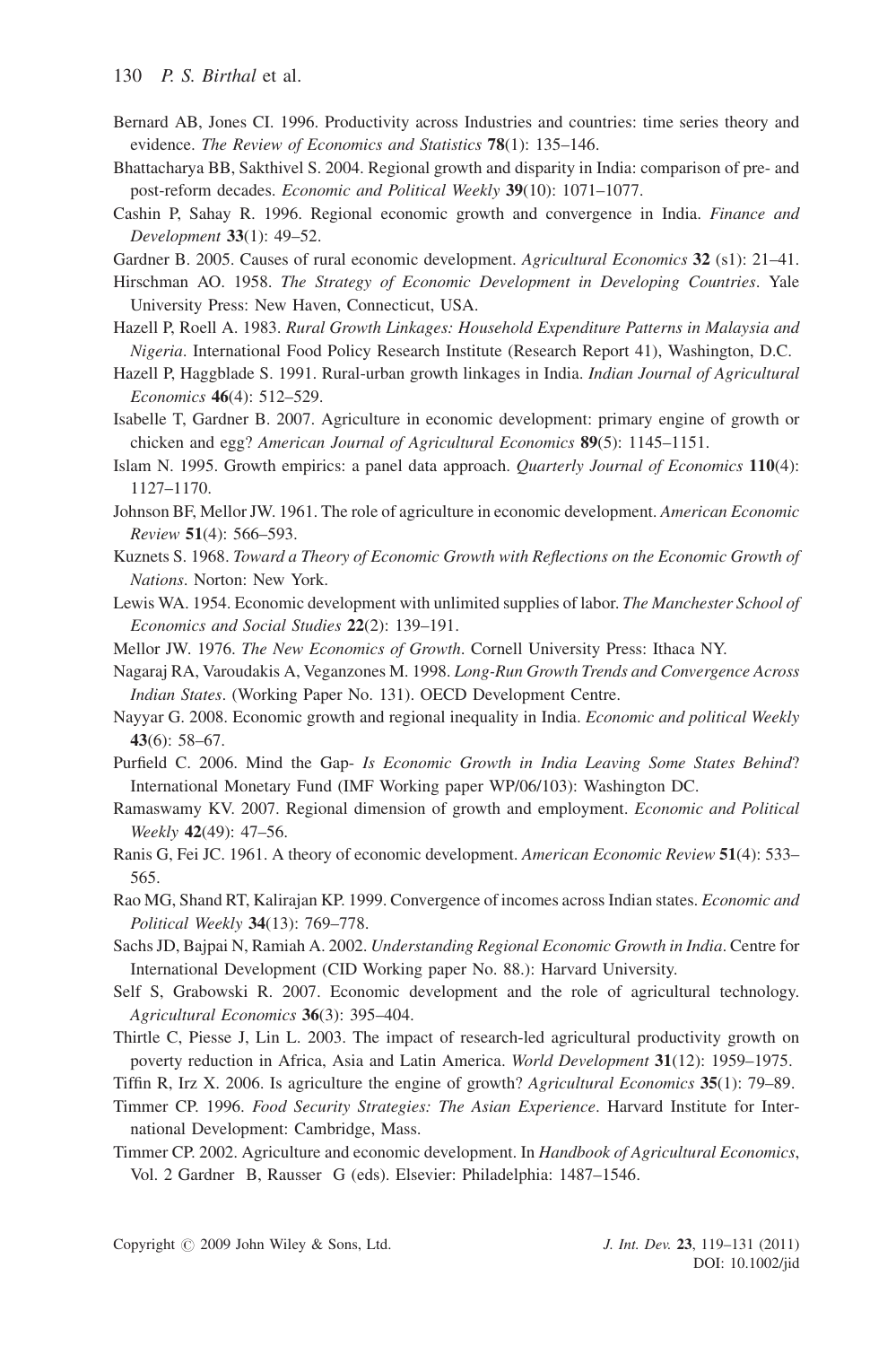Bernard AB, Jones CI. 1996. Productivity across Industries and countries: time series theory and evidence. *The Review of Economics and Statistics* **78**(1): 135–146.

Bhattacharya BB, Sakthivel S. 2004. Regional growth and disparity in India: comparison of pre- and post-reform decades. *Economic and Political Weekly* **39**(10): 1071–1077.

Cashin P, Sahay R. 1996. Regional economic growth and convergence in India. *Finance and Development* **33**(1): 49–52.

Gardner B. 2005. Causes of rural economic development. *Agricultural Economics* **32** (s1): 21–41.

Hirschman AO. 1958. *The Strategy of Economic Development in Developing Countries*. Yale University Press: New Haven, Connecticut, USA.

Hazell P, Roell A. 1983. *Rural Growth Linkages: Household Expenditure Patterns in Malaysia and Nigeria*. International Food Policy Research Institute (Research Report 41), Washington, D.C.

Hazell P, Haggblade S. 1991. Rural-urban growth linkages in India. *Indian Journal of Agricultural Economics* **46**(4): 512–529.

Isabelle T, Gardner B. 2007. Agriculture in economic development: primary engine of growth or chicken and egg? *American Journal of Agricultural Economics* **89**(5): 1145–1151.

Islam N. 1995. Growth empirics: a panel data approach. *Quarterly Journal of Economics* **110**(4): 1127–1170.

Johnson BF, Mellor JW. 1961. The role of agriculture in economic development. *American Economic Review* **51**(4): 566–593.

Kuznets S. 1968. *Toward a Theory of Economic Growth with Reflections on the Economic Growth of Nations*. Norton: New York.

Lewis WA. 1954. Economic development with unlimited supplies of labor. *The Manchester School of Economics and Social Studies* **22**(2): 139–191.

Mellor JW. 1976. *The New Economics of Growth*. Cornell University Press: Ithaca NY.

Nagaraj RA, Varoudakis A, Veganzones M. 1998. *Long-Run Growth Trends and Convergence Across Indian States*. (Working Paper No. 131). OECD Development Centre.

Nayyar G. 2008. Economic growth and regional inequality in India. *Economic and political Weekly* **43**(6): 58–67.

Purfield C. 2006. Mind the Gap- *Is Economic Growth in India Leaving Some States Behind*? International Monetary Fund (IMF Working paper WP/06/103): Washington DC.

Ramaswamy KV. 2007. Regional dimension of growth and employment. *Economic and Political Weekly* **42**(49): 47–56.

Ranis G, Fei JC. 1961. A theory of economic development. *American Economic Review* **51**(4): 533–565.

Rao MG, Shand RT, Kalirajan KP. 1999. Convergence of incomes across Indian states. *Economic and Political Weekly* **34**(13): 769–778.

Sachs JD, Bajpai N, Ramiah A. 2002. *Understanding Regional Economic Growth in India*. Centre for International Development (CID Working paper No. 88.): Harvard University.

Self S, Grabowski R. 2007. Economic development and the role of agricultural technology. *Agricultural Economics* **36**(3): 395–404.

Thirtle C, Piesse J, Lin L. 2003. The impact of research-led agricultural productivity growth on poverty reduction in Africa, Asia and Latin America. *World Development* **31**(12): 1959–1975.

Tiffin R, Irz X. 2006. Is agriculture the engine of growth? *Agricultural Economics* **35**(1): 79–89.

Timmer CP. 1996. *Food Security Strategies: The Asian Experience*. Harvard Institute for International Development: Cambridge, Mass.

Timmer CP. 2002. Agriculture and economic development. In *Handbook of Agricultural Economics*, Vol. 2 Gardner B, Rausser G (eds). Elsevier: Philadelphia: 1487–1546.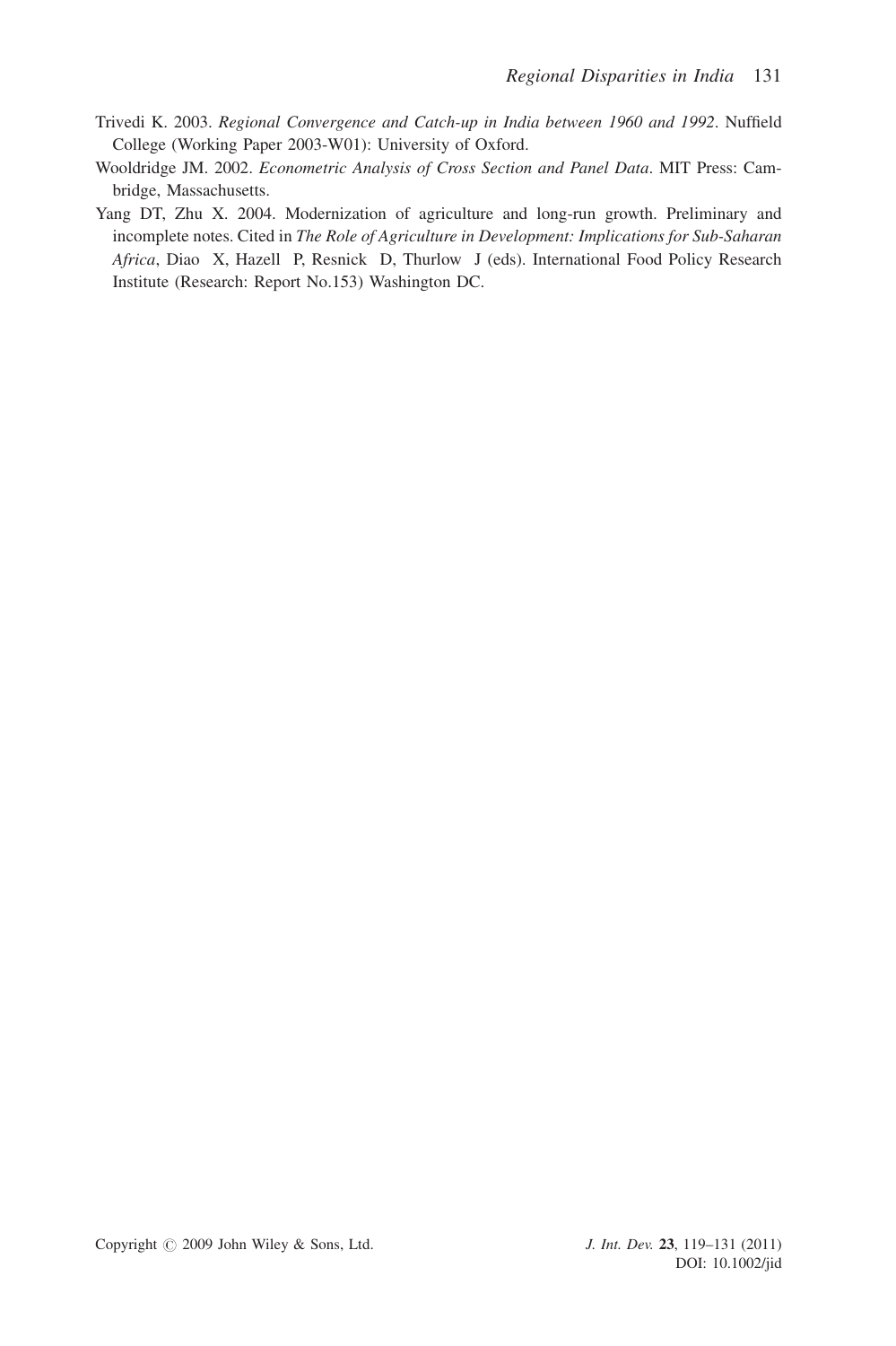Trivedi K. 2003. *Regional Convergence and Catch-up in India between 1960 and 1992*. Nuffield College (Working Paper 2003-W01): University of Oxford.

Wooldridge JM. 2002. *Econometric Analysis of Cross Section and Panel Data*. MIT Press: Cambridge, Massachusetts.

Yang DT, Zhu X. 2004. Modernization of agriculture and long-run growth. Preliminary and incomplete notes. Cited in *The Role of Agriculture in Development: Implications for Sub-Saharan Africa*, Diao X, Hazell P, Resnick D, Thurlow J (eds). International Food Policy Research Institute (Research: Report No.153) Washington DC.